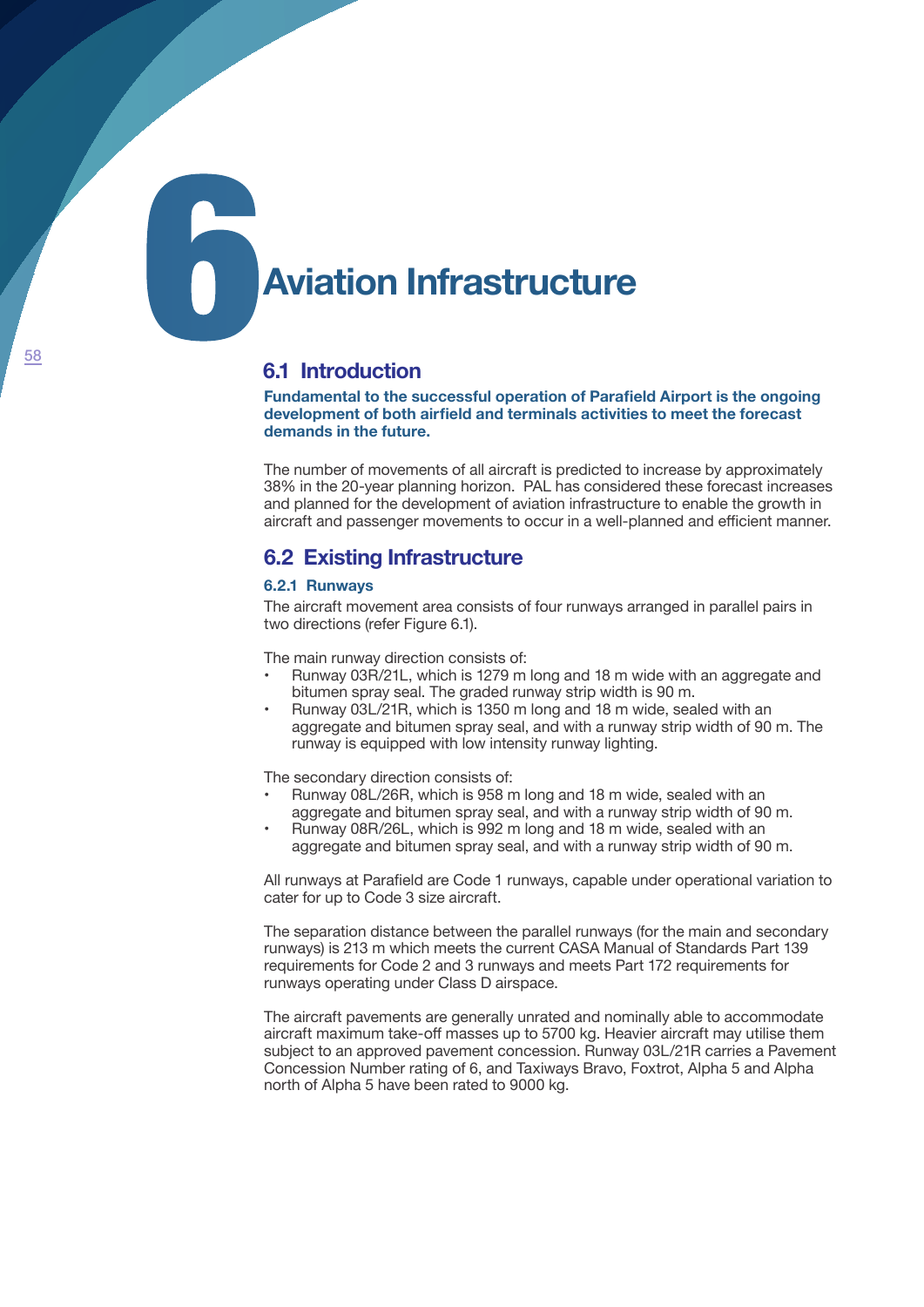# 6 Aviation Infrastructure

## 6.1 Introduction

**Fundamental to the successful operation of Parafield Airport is the ongoing development of both airfield and terminals activities to meet the forecast demands in the future.**

The number of movements of all aircraft is predicted to increase by approximately 38% in the 20-year planning horizon. PAL has considered these forecast increases and planned for the development of aviation infrastructure to enable the growth in aircraft and passenger movements to occur in a well-planned and efficient manner.

## 6.2 Existing Infrastructure

### 6.2.1 Runways

The aircraft movement area consists of four runways arranged in parallel pairs in two directions (refer Figure 6.1).

The main runway direction consists of:

- Runway 03R/21L, which is 1279 m long and 18 m wide with an aggregate and bitumen spray seal. The graded runway strip width is 90 m.
- Runway 03L/21R, which is 1350 m long and 18 m wide, sealed with an aggregate and bitumen spray seal, and with a runway strip width of 90 m. The runway is equipped with low intensity runway lighting.

The secondary direction consists of:

- Runway 08L/26R, which is 958 m long and 18 m wide, sealed with an aggregate and bitumen spray seal, and with a runway strip width of 90 m.
- Runway 08R/26L, which is 992 m long and 18 m wide, sealed with an aggregate and bitumen spray seal, and with a runway strip width of 90 m.

All runways at Parafield are Code 1 runways, capable under operational variation to cater for up to Code 3 size aircraft.

The separation distance between the parallel runways (for the main and secondary runways) is 213 m which meets the current CASA Manual of Standards Part 139 requirements for Code 2 and 3 runways and meets Part 172 requirements for runways operating under Class D airspace.

The aircraft pavements are generally unrated and nominally able to accommodate aircraft maximum take-off masses up to 5700 kg. Heavier aircraft may utilise them subject to an approved pavement concession. Runway 03L/21R carries a Pavement Concession Number rating of 6, and Taxiways Bravo, Foxtrot, Alpha 5 and Alpha north of Alpha 5 have been rated to 9000 kg.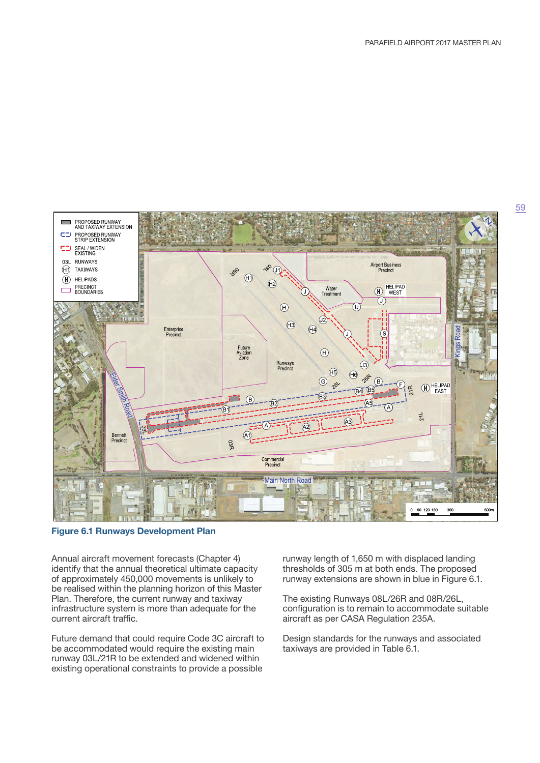**Figure 6.1 Runways Development Plan**

Annual aircraft movement forecasts (Chapter 4) identify that the annual theoretical ultimate capacity of approximately 450,000 movements is unlikely to be realised within the planning horizon of this Master Plan. Therefore, the current runway and taxiway infrastructure system is more than adequate for the current aircraft traffic.

Future demand that could require Code 3C aircraft to be accommodated would require the existing main runway 03L/21R to be extended and widened within existing operational constraints to provide a possible runway length of 1,650 m with displaced landing thresholds of 305 m at both ends. The proposed runway extensions are shown in blue in Figure 6.1.

The existing Runways 08L/26R and 08R/26L, configuration is to remain to accommodate suitable aircraft as per CASA Regulation 235A.

Design standards for the runways and associated taxiways are provided in Table 6.1.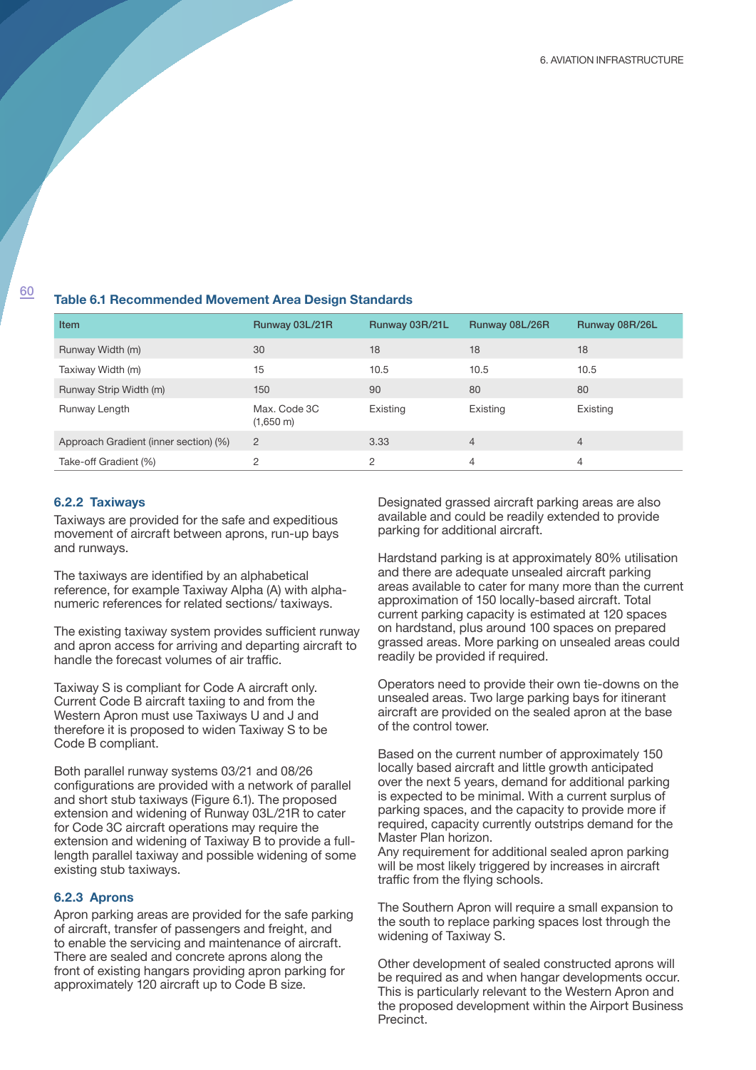**Table 6.1 Recommended Movement Area Design Standards**

| Item | Runway 03L/21R | Runway 03R/21L | Runway 08L/26R | Runway 08R/26L |
|---|---|---|---|---|
| Runway Width (m) | 30 | 18 | 18 | 18 |
| Taxiway Width (m) | 15 | 10.5 | 10.5 | 10.5 |
| Runway Strip Width (m) | 150 | 90 | 80 | 80 |
| Runway Length | Max. Code 3C (1,650 m) | Existing | Existing | Existing |
| Approach Gradient (inner section) (%) | 2 | 3.33 | 4 | 4 |
| Take-off Gradient (%) | 2 | 2 | 4 | 4 |

### 6.2.2 Taxiways

Taxiways are provided for the safe and expeditious movement of aircraft between aprons, run-up bays and runways.

The taxiways are identified by an alphabetical reference, for example Taxiway Alpha (A) with alpha-numeric references for related sections/ taxiways.

The existing taxiway system provides sufficient runway and apron access for arriving and departing aircraft to handle the forecast volumes of air traffic.

Taxiway S is compliant for Code A aircraft only. Current Code B aircraft taxiing to and from the Western Apron must use Taxiways U and J and therefore it is proposed to widen Taxiway S to be Code B compliant.

Both parallel runway systems 03/21 and 08/26 configurations are provided with a network of parallel and short stub taxiways (Figure 6.1). The proposed extension and widening of Runway 03L/21R to cater for Code 3C aircraft operations may require the extension and widening of Taxiway B to provide a full-length parallel taxiway and possible widening of some existing stub taxiways.

### 6.2.3 Aprons

Apron parking areas are provided for the safe parking of aircraft, transfer of passengers and freight, and to enable the servicing and maintenance of aircraft. There are sealed and concrete aprons along the front of existing hangars providing apron parking for approximately 120 aircraft up to Code B size.

Designated grassed aircraft parking areas are also available and could be readily extended to provide parking for additional aircraft.

Hardstand parking is at approximately 80% utilisation and there are adequate unsealed aircraft parking areas available to cater for many more than the current approximation of 150 locally-based aircraft. Total current parking capacity is estimated at 120 spaces on hardstand, plus around 100 spaces on prepared grassed areas. More parking on unsealed areas could readily be provided if required.

Operators need to provide their own tie-downs on the unsealed areas. Two large parking bays for itinerant aircraft are provided on the sealed apron at the base of the control tower.

Based on the current number of approximately 150 locally based aircraft and little growth anticipated over the next 5 years, demand for additional parking is expected to be minimal. With a current surplus of parking spaces, and the capacity to provide more if required, capacity currently outstrips demand for the Master Plan horizon.
Any requirement for additional sealed apron parking will be most likely triggered by increases in aircraft traffic from the flying schools.

The Southern Apron will require a small expansion to the south to replace parking spaces lost through the widening of Taxiway S.

Other development of sealed constructed aprons will be required as and when hangar developments occur. This is particularly relevant to the Western Apron and the proposed development within the Airport Business Precinct.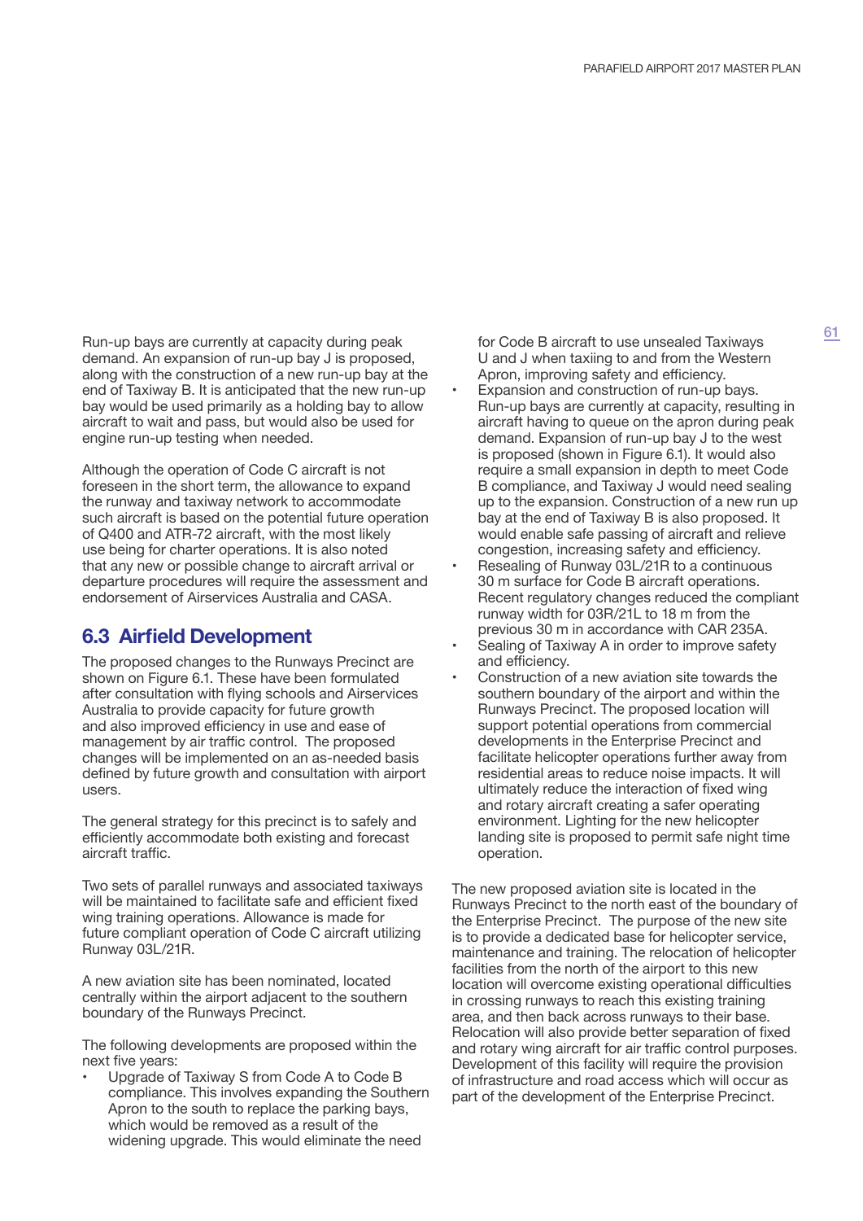Run-up bays are currently at capacity during peak demand. An expansion of run-up bay J is proposed, along with the construction of a new run-up bay at the end of Taxiway B. It is anticipated that the new run-up bay would be used primarily as a holding bay to allow aircraft to wait and pass, but would also be used for engine run-up testing when needed.

Although the operation of Code C aircraft is not foreseen in the short term, the allowance to expand the runway and taxiway network to accommodate such aircraft is based on the potential future operation of Q400 and ATR-72 aircraft, with the most likely use being for charter operations. It is also noted that any new or possible change to aircraft arrival or departure procedures will require the assessment and endorsement of Airservices Australia and CASA.

## 6.3 Airfield Development

The proposed changes to the Runways Precinct are shown on Figure 6.1. These have been formulated after consultation with flying schools and Airservices Australia to provide capacity for future growth and also improved efficiency in use and ease of management by air traffic control. The proposed changes will be implemented on an as-needed basis defined by future growth and consultation with airport users.

The general strategy for this precinct is to safely and efficiently accommodate both existing and forecast aircraft traffic.

Two sets of parallel runways and associated taxiways will be maintained to facilitate safe and efficient fixed wing training operations. Allowance is made for future compliant operation of Code C aircraft utilizing Runway 03L/21R.

A new aviation site has been nominated, located centrally within the airport adjacent to the southern boundary of the Runways Precinct.

The following developments are proposed within the next five years:

- Upgrade of Taxiway S from Code A to Code B compliance. This involves expanding the Southern Apron to the south to replace the parking bays, which would be removed as a result of the widening upgrade. This would eliminate the need for Code B aircraft to use unsealed Taxiways U and J when taxiing to and from the Western Apron, improving safety and efficiency.
- Expansion and construction of run-up bays. Run-up bays are currently at capacity, resulting in aircraft having to queue on the apron during peak demand. Expansion of run-up bay J to the west is proposed (shown in Figure 6.1). It would also require a small expansion in depth to meet Code B compliance, and Taxiway J would need sealing up to the expansion. Construction of a new run up bay at the end of Taxiway B is also proposed. It would enable safe passing of aircraft and relieve congestion, increasing safety and efficiency.
- Resealing of Runway 03L/21R to a continuous 30 m surface for Code B aircraft operations. Recent regulatory changes reduced the compliant runway width for 03R/21L to 18 m from the previous 30 m in accordance with CAR 235A.
- Sealing of Taxiway A in order to improve safety and efficiency.
- Construction of a new aviation site towards the southern boundary of the airport and within the Runways Precinct. The proposed location will support potential operations from commercial developments in the Enterprise Precinct and facilitate helicopter operations further away from residential areas to reduce noise impacts. It will ultimately reduce the interaction of fixed wing and rotary aircraft creating a safer operating environment. Lighting for the new helicopter landing site is proposed to permit safe night time operation.

The new proposed aviation site is located in the Runways Precinct to the north east of the boundary of the Enterprise Precinct. The purpose of the new site is to provide a dedicated base for helicopter service, maintenance and training. The relocation of helicopter facilities from the north of the airport to this new location will overcome existing operational difficulties in crossing runways to reach this existing training area, and then back across runways to their base. Relocation will also provide better separation of fixed and rotary wing aircraft for air traffic control purposes. Development of this facility will require the provision of infrastructure and road access which will occur as part of the development of the Enterprise Precinct.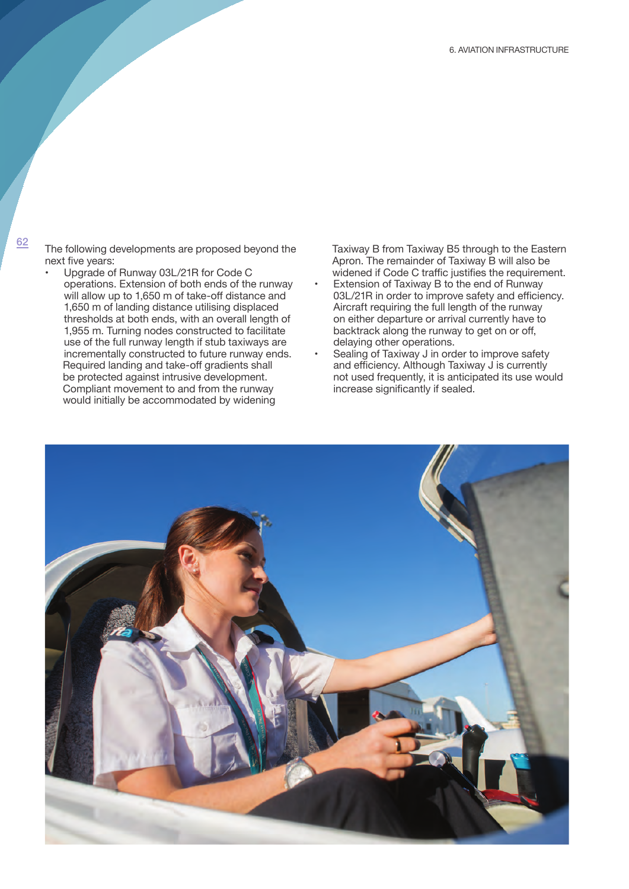The following developments are proposed beyond the next five years:

- Upgrade of Runway 03L/21R for Code C operations. Extension of both ends of the runway will allow up to 1,650 m of take-off distance and 1,650 m of landing distance utilising displaced thresholds at both ends, with an overall length of 1,955 m. Turning nodes constructed to facilitate use of the full runway length if stub taxiways are incrementally constructed to future runway ends. Required landing and take-off gradients shall be protected against intrusive development. Compliant movement to and from the runway would initially be accommodated by widening Taxiway B from Taxiway B5 through to the Eastern Apron. The remainder of Taxiway B will also be widened if Code C traffic justifies the requirement.
- Extension of Taxiway B to the end of Runway 03L/21R in order to improve safety and efficiency. Aircraft requiring the full length of the runway on either departure or arrival currently have to backtrack along the runway to get on or off, delaying other operations.
- Sealing of Taxiway J in order to improve safety and efficiency. Although Taxiway J is currently not used frequently, it is anticipated its use would increase significantly if sealed.